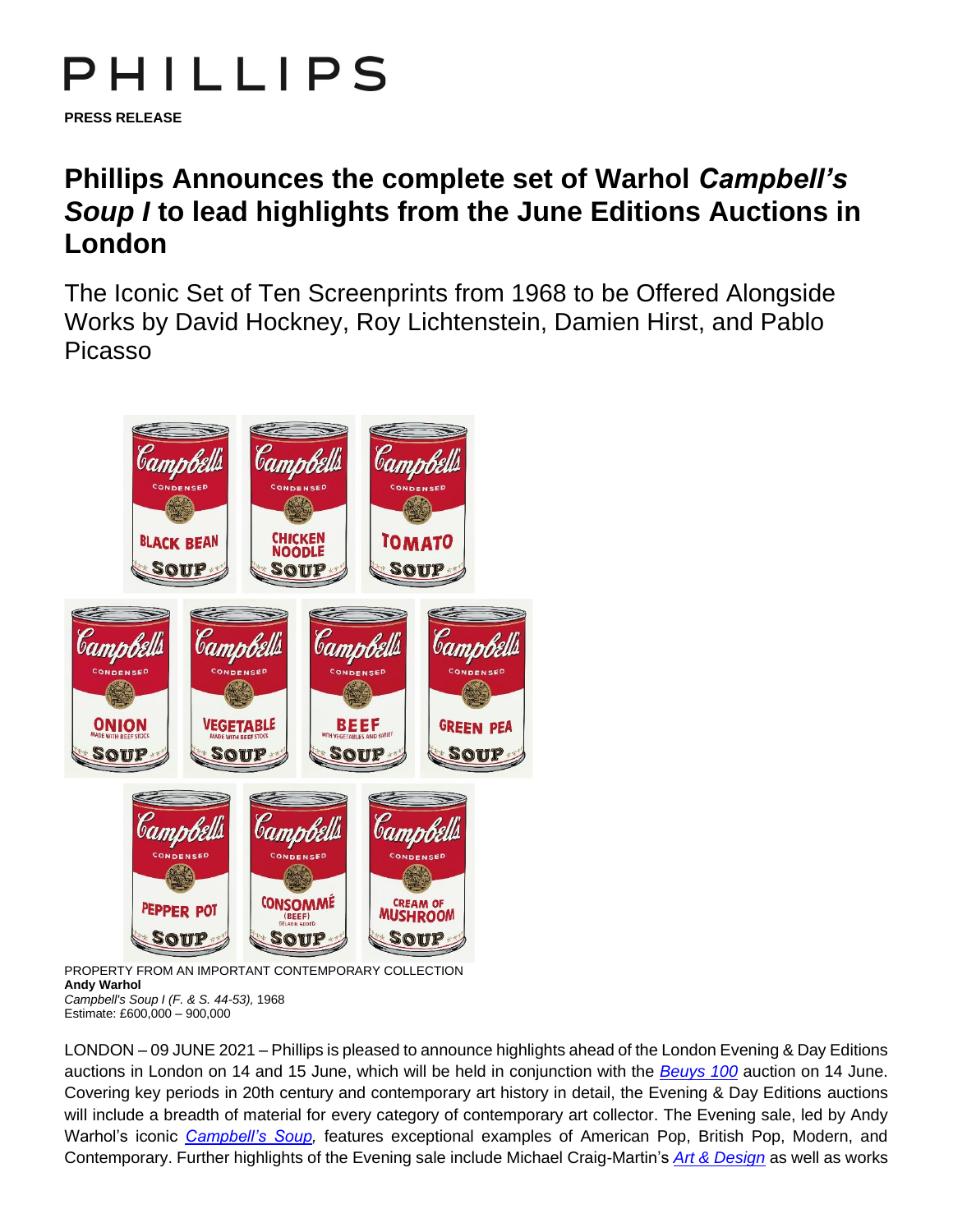# PHILLIPS

**PRESS RELEASE**

# Phillips Announces the complete set of Warhol *Campbell's Soup I* to lead highlights from the June Editions Auctions in London

## The Iconic Set of Ten Screenprints from 1968 to be Offered Alongside Works by David Hockney, Roy Lichtenstein, Damien Hirst, and Pablo Picasso

PROPERTY FROM AN IMPORTANT CONTEMPORARY COLLECTION
**Andy Warhol**
*Campbell's Soup I (F. & S. 44-53),* 1968
Estimate: £600,000 – 900,000

LONDON – 09 JUNE 2021 – Phillips is pleased to announce highlights ahead of the London Evening & Day Editions auctions in London on 14 and 15 June, which will be held in conjunction with the *Beuys 100* auction on 14 June. Covering key periods in 20th century and contemporary art history in detail, the Evening & Day Editions auctions will include a breadth of material for every category of contemporary art collector. The Evening sale, led by Andy Warhol's iconic *Campbell's Soup,* features exceptional examples of American Pop, British Pop, Modern, and Contemporary. Further highlights of the Evening sale include Michael Craig-Martin's *Art & Design* as well as works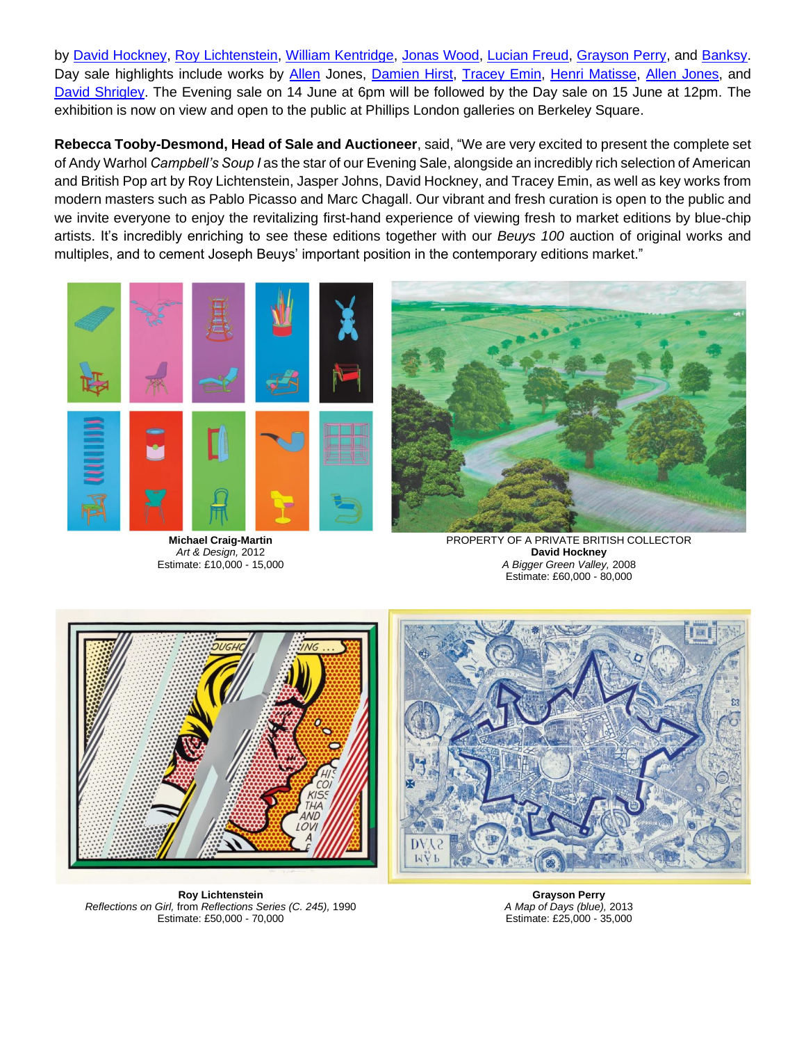by David Hockney, Roy Lichtenstein, William Kentridge, Jonas Wood, Lucian Freud, Grayson Perry, and Banksy. Day sale highlights include works by Allen Jones, Damien Hirst, Tracey Emin, Henri Matisse, Allen Jones, and David Shrigley. The Evening sale on 14 June at 6pm will be followed by the Day sale on 15 June at 12pm. The exhibition is now on view and open to the public at Phillips London galleries on Berkeley Square.

**Rebecca Tooby-Desmond, Head of Sale and Auctioneer**, said, "We are very excited to present the complete set of Andy Warhol *Campbell's Soup I* as the star of our Evening Sale, alongside an incredibly rich selection of American and British Pop art by Roy Lichtenstein, Jasper Johns, David Hockney, and Tracey Emin, as well as key works from modern masters such as Pablo Picasso and Marc Chagall. Our vibrant and fresh curation is open to the public and we invite everyone to enjoy the revitalizing first-hand experience of viewing fresh to market editions by blue-chip artists. It's incredibly enriching to see these editions together with our *Beuys 100* auction of original works and multiples, and to cement Joseph Beuys' important position in the contemporary editions market."

**Michael Craig-Martin**
*Art & Design,* 2012
Estimate: £10,000 - 15,000

PROPERTY OF A PRIVATE BRITISH COLLECTOR
**David Hockney**
*A Bigger Green Valley,* 2008
Estimate: £60,000 - 80,000

**Roy Lichtenstein**
*Reflections on Girl,* from *Reflections Series (C. 245),* 1990
Estimate: £50,000 - 70,000

**Grayson Perry**
*A Map of Days (blue),* 2013
Estimate: £25,000 - 35,000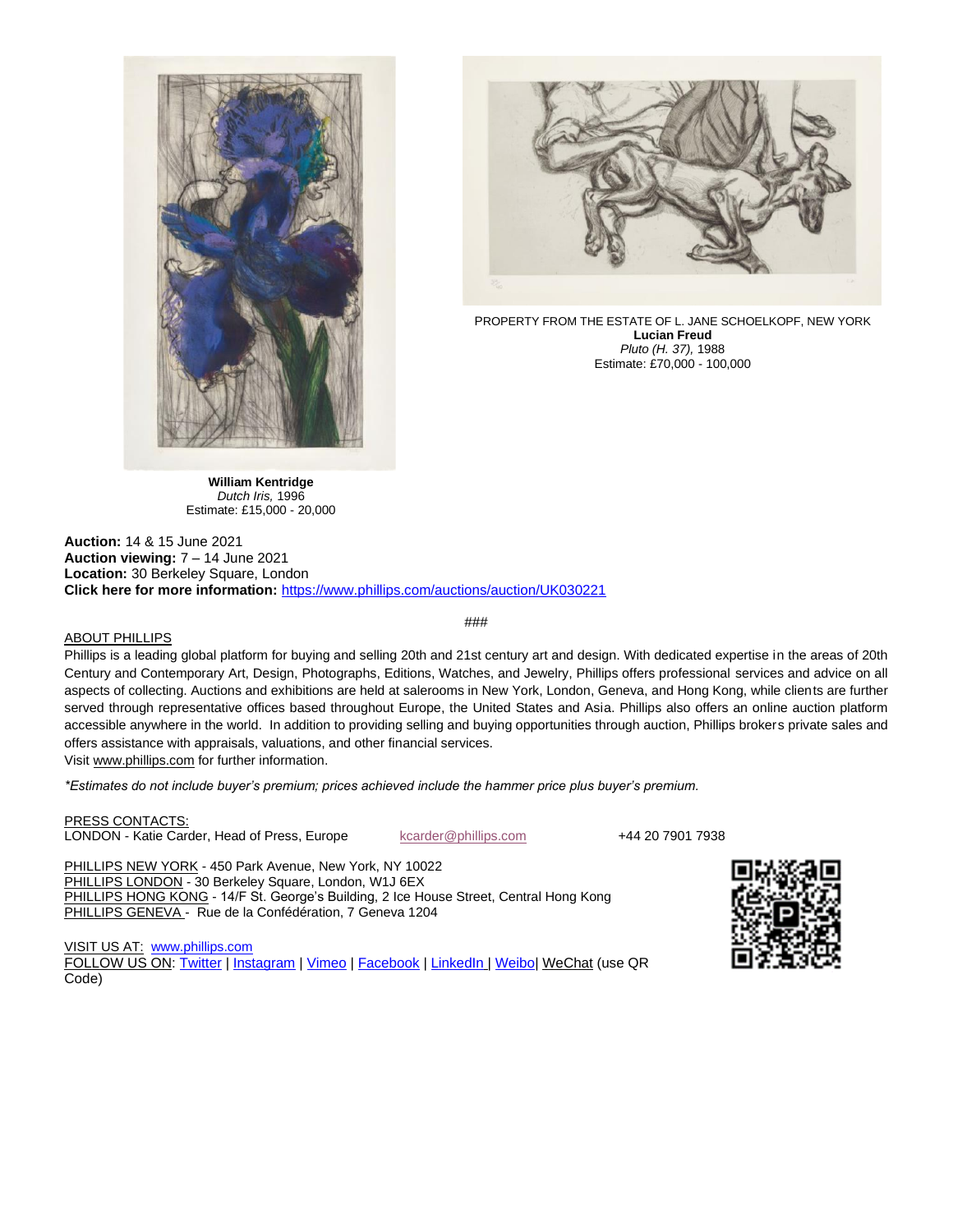**William Kentridge**
*Dutch Iris,* 1996
Estimate: £15,000 - 20,000

PROPERTY FROM THE ESTATE OF L. JANE SCHOELKOPF, NEW YORK
**Lucian Freud**
*Pluto (H. 37),* 1988
Estimate: £70,000 - 100,000

**Auction:** 14 & 15 June 2021
**Auction viewing:** 7 – 14 June 2021
**Location:** 30 Berkeley Square, London
**Click here for more information:** https://www.phillips.com/auctions/auction/UK030221

###

ABOUT PHILLIPS

Phillips is a leading global platform for buying and selling 20th and 21st century art and design. With dedicated expertise in the areas of 20th Century and Contemporary Art, Design, Photographs, Editions, Watches, and Jewelry, Phillips offers professional services and advice on all aspects of collecting. Auctions and exhibitions are held at salerooms in New York, London, Geneva, and Hong Kong, while clients are further served through representative offices based throughout Europe, the United States and Asia. Phillips also offers an online auction platform accessible anywhere in the world. In addition to providing selling and buying opportunities through auction, Phillips brokers private sales and offers assistance with appraisals, valuations, and other financial services.
Visit www.phillips.com for further information.

*\*Estimates do not include buyer's premium; prices achieved include the hammer price plus buyer's premium.*

PRESS CONTACTS:
LONDON - Katie Carder, Head of Press, Europe kcarder@phillips.com +44 20 7901 7938

PHILLIPS NEW YORK - 450 Park Avenue, New York, NY 10022
PHILLIPS LONDON - 30 Berkeley Square, London, W1J 6EX
PHILLIPS HONG KONG - 14/F St. George's Building, 2 Ice House Street, Central Hong Kong
PHILLIPS GENEVA - Rue de la Confédération, 7 Geneva 1204

VISIT US AT: www.phillips.com
FOLLOW US ON: Twitter | Instagram | Vimeo | Facebook | LinkedIn | Weibo| WeChat (use QR Code)